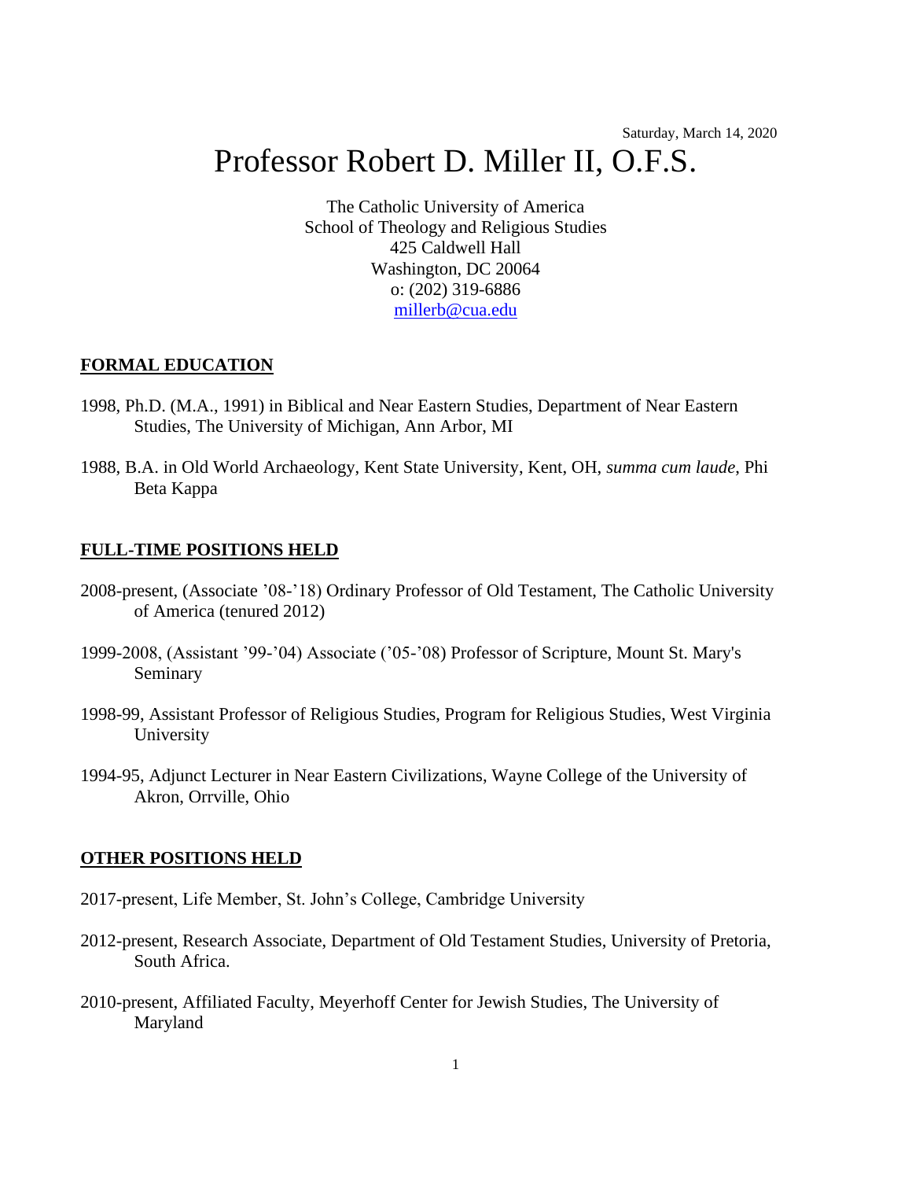Saturday, March 14, 2020

# Professor Robert D. Miller II, O.F.S.

The Catholic University of America
School of Theology and Religious Studies
425 Caldwell Hall
Washington, DC 20064
o: (202) 319-6886
millerb@cua.edu

## FORMAL EDUCATION

1998, Ph.D. (M.A., 1991) in Biblical and Near Eastern Studies, Department of Near Eastern Studies, The University of Michigan, Ann Arbor, MI

1988, B.A. in Old World Archaeology, Kent State University, Kent, OH, *summa cum laude*, Phi Beta Kappa

## FULL-TIME POSITIONS HELD

2008-present, (Associate '08-'18) Ordinary Professor of Old Testament, The Catholic University of America (tenured 2012)

1999-2008, (Assistant '99-'04) Associate ('05-'08) Professor of Scripture, Mount St. Mary's Seminary

1998-99, Assistant Professor of Religious Studies, Program for Religious Studies, West Virginia University

1994-95, Adjunct Lecturer in Near Eastern Civilizations, Wayne College of the University of Akron, Orrville, Ohio

## OTHER POSITIONS HELD

2017-present, Life Member, St. John's College, Cambridge University

2012-present, Research Associate, Department of Old Testament Studies, University of Pretoria, South Africa.

2010-present, Affiliated Faculty, Meyerhoff Center for Jewish Studies, The University of Maryland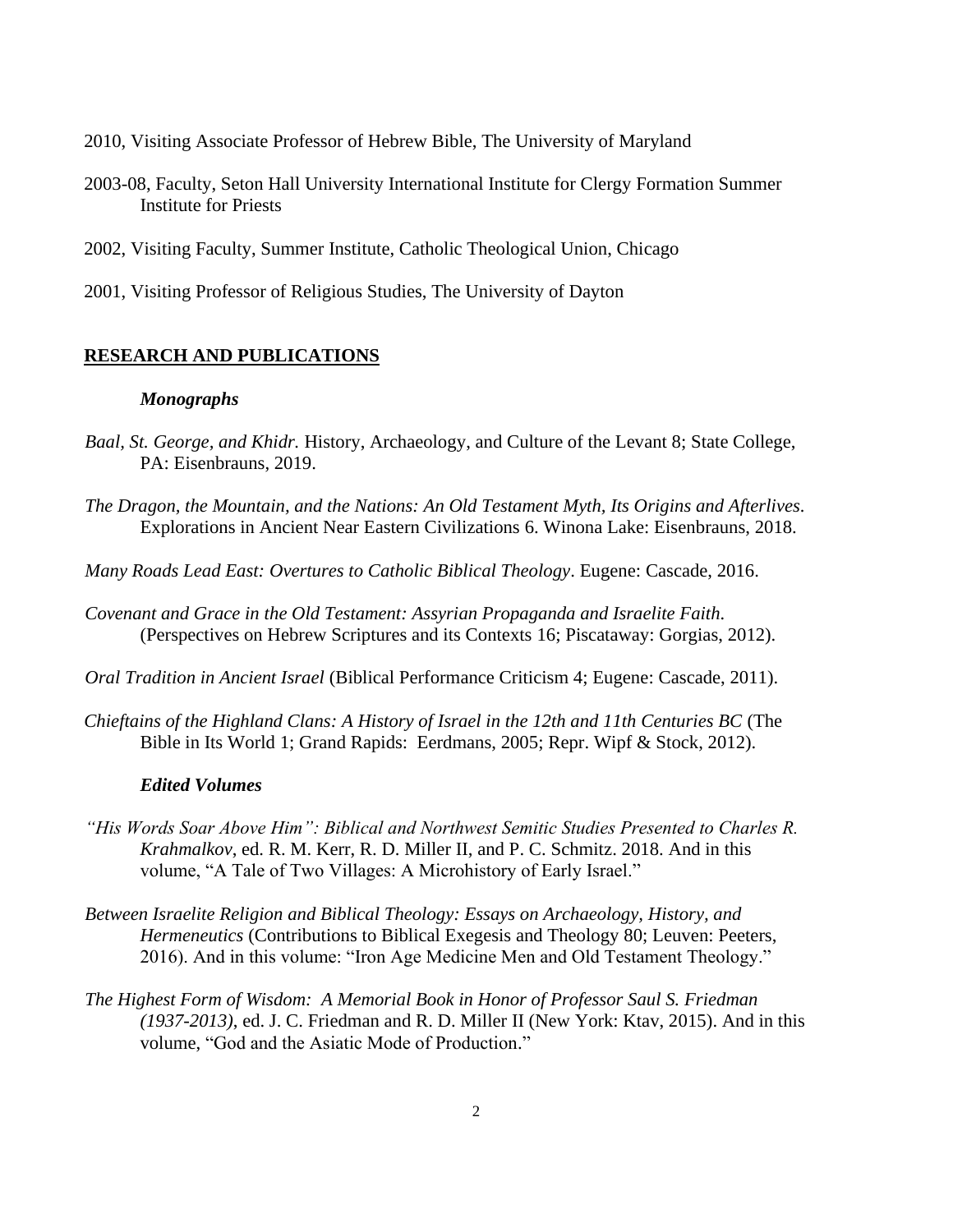2010, Visiting Associate Professor of Hebrew Bible, The University of Maryland

2003-08, Faculty, Seton Hall University International Institute for Clergy Formation Summer Institute for Priests

2002, Visiting Faculty, Summer Institute, Catholic Theological Union, Chicago

2001, Visiting Professor of Religious Studies, The University of Dayton

## **RESEARCH AND PUBLICATIONS**

### ***Monographs***

*Baal, St. George, and Khidr.* History, Archaeology, and Culture of the Levant 8; State College, PA: Eisenbrauns, 2019.

*The Dragon, the Mountain, and the Nations: An Old Testament Myth, Its Origins and Afterlives*. Explorations in Ancient Near Eastern Civilizations 6. Winona Lake: Eisenbrauns, 2018.

*Many Roads Lead East: Overtures to Catholic Biblical Theology*. Eugene: Cascade, 2016.

*Covenant and Grace in the Old Testament: Assyrian Propaganda and Israelite Faith*. (Perspectives on Hebrew Scriptures and its Contexts 16; Piscataway: Gorgias, 2012).

*Oral Tradition in Ancient Israel* (Biblical Performance Criticism 4; Eugene: Cascade, 2011).

*Chieftains of the Highland Clans: A History of Israel in the 12th and 11th Centuries BC* (The Bible in Its World 1; Grand Rapids: Eerdmans, 2005; Repr. Wipf & Stock, 2012).

### ***Edited Volumes***

*"His Words Soar Above Him": Biblical and Northwest Semitic Studies Presented to Charles R. Krahmalkov*, ed. R. M. Kerr, R. D. Miller II, and P. C. Schmitz. 2018. And in this volume, "A Tale of Two Villages: A Microhistory of Early Israel."

*Between Israelite Religion and Biblical Theology: Essays on Archaeology, History, and Hermeneutics* (Contributions to Biblical Exegesis and Theology 80; Leuven: Peeters, 2016). And in this volume: "Iron Age Medicine Men and Old Testament Theology."

*The Highest Form of Wisdom: A Memorial Book in Honor of Professor Saul S. Friedman (1937-2013)*, ed. J. C. Friedman and R. D. Miller II (New York: Ktav, 2015). And in this volume, "God and the Asiatic Mode of Production."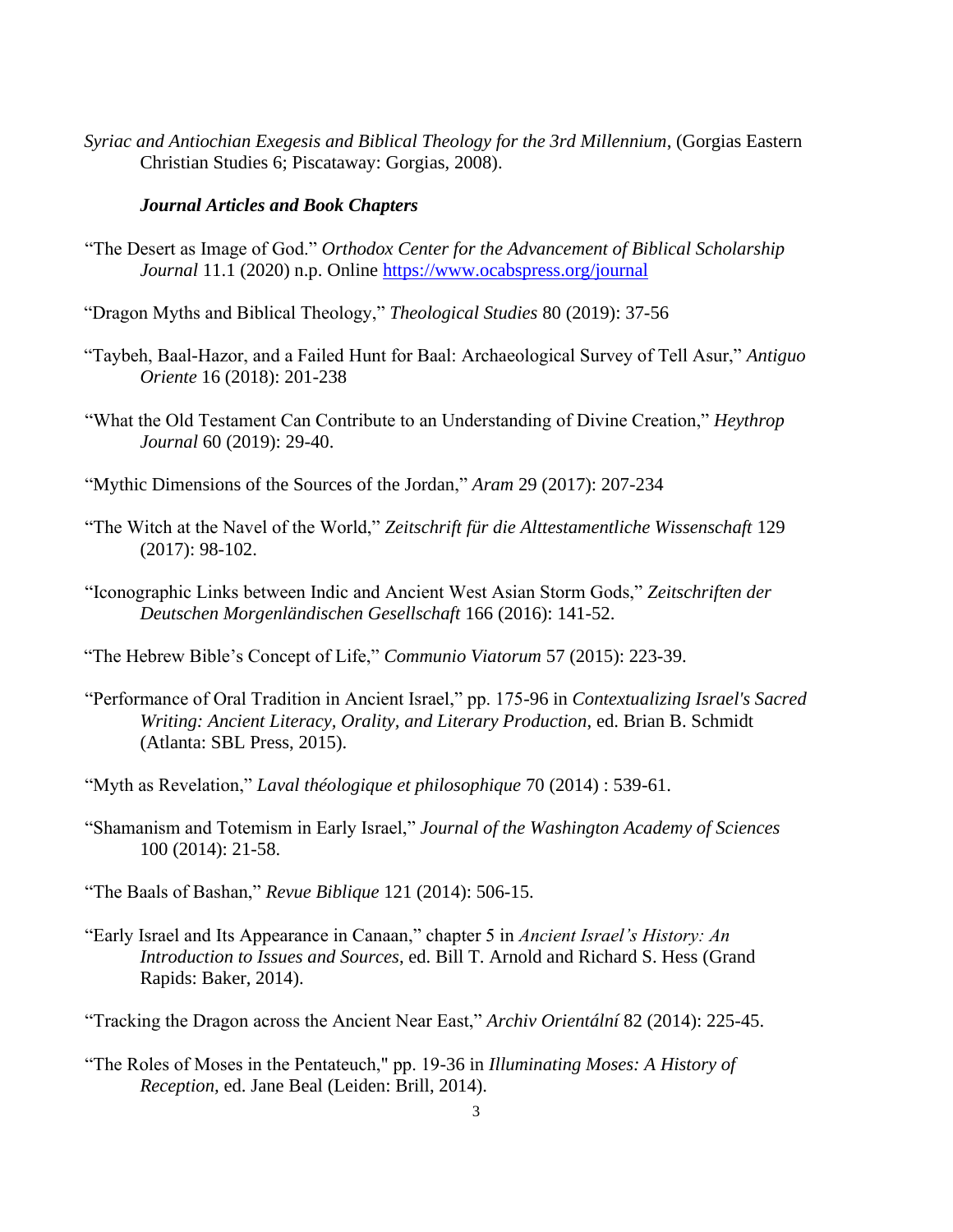*Syriac and Antiochian Exegesis and Biblical Theology for the 3rd Millennium*, (Gorgias Eastern Christian Studies 6; Piscataway: Gorgias, 2008).

### ***Journal Articles and Book Chapters***

"The Desert as Image of God." *Orthodox Center for the Advancement of Biblical Scholarship Journal* 11.1 (2020) n.p. Online https://www.ocabspress.org/journal

"Dragon Myths and Biblical Theology," *Theological Studies* 80 (2019): 37-56

"Taybeh, Baal-Hazor, and a Failed Hunt for Baal: Archaeological Survey of Tell Asur," *Antiguo Oriente* 16 (2018): 201-238

"What the Old Testament Can Contribute to an Understanding of Divine Creation," *Heythrop Journal* 60 (2019): 29-40.

"Mythic Dimensions of the Sources of the Jordan," *Aram* 29 (2017): 207-234

"The Witch at the Navel of the World," *Zeitschrift für die Alttestamentliche Wissenschaft* 129 (2017): 98-102.

"Iconographic Links between Indic and Ancient West Asian Storm Gods," *Zeitschriften der Deutschen Morgenländischen Gesellschaft* 166 (2016): 141-52.

"The Hebrew Bible's Concept of Life," *Communio Viatorum* 57 (2015): 223-39.

"Performance of Oral Tradition in Ancient Israel," pp. 175-96 in *Contextualizing Israel's Sacred Writing: Ancient Literacy, Orality, and Literary Production*, ed. Brian B. Schmidt (Atlanta: SBL Press, 2015).

"Myth as Revelation," *Laval théologique et philosophique* 70 (2014) : 539-61.

"Shamanism and Totemism in Early Israel," *Journal of the Washington Academy of Sciences* 100 (2014): 21-58.

"The Baals of Bashan," *Revue Biblique* 121 (2014): 506-15.

"Early Israel and Its Appearance in Canaan," chapter 5 in *Ancient Israel's History: An Introduction to Issues and Sources*, ed. Bill T. Arnold and Richard S. Hess (Grand Rapids: Baker, 2014).

"Tracking the Dragon across the Ancient Near East," *Archiv Orientální* 82 (2014): 225-45.

"The Roles of Moses in the Pentateuch," pp. 19-36 in *Illuminating Moses: A History of Reception*, ed. Jane Beal (Leiden: Brill, 2014).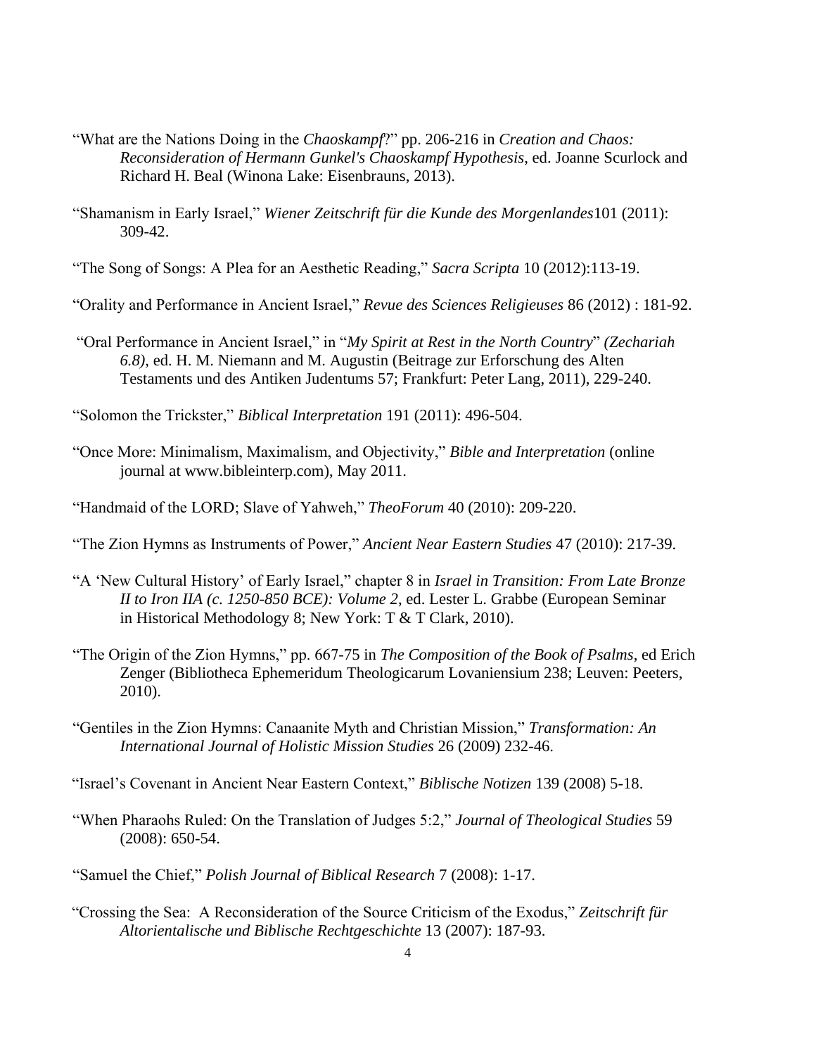“What are the Nations Doing in the *Chaoskampf*?” pp. 206-216 in *Creation and Chaos: Reconsideration of Hermann Gunkel's Chaoskampf Hypothesis*, ed. Joanne Scurlock and Richard H. Beal (Winona Lake: Eisenbrauns, 2013).

“Shamanism in Early Israel,” *Wiener Zeitschrift für die Kunde des Morgenlandes*101 (2011): 309-42.

“The Song of Songs: A Plea for an Aesthetic Reading,” *Sacra Scripta* 10 (2012):113-19.

“Orality and Performance in Ancient Israel,” *Revue des Sciences Religieuses* 86 (2012) : 181-92.

“Oral Performance in Ancient Israel,” in “*My Spirit at Rest in the North Country*” *(Zechariah 6.8)*, ed. H. M. Niemann and M. Augustin (Beitrage zur Erforschung des Alten Testaments und des Antiken Judentums 57; Frankfurt: Peter Lang, 2011), 229-240.

“Solomon the Trickster,” *Biblical Interpretation* 191 (2011): 496-504.

“Once More: Minimalism, Maximalism, and Objectivity,” *Bible and Interpretation* (online journal at www.bibleinterp.com), May 2011.

“Handmaid of the LORD; Slave of Yahweh,” *TheoForum* 40 (2010): 209-220.

“The Zion Hymns as Instruments of Power,” *Ancient Near Eastern Studies* 47 (2010): 217-39.

“A ‘New Cultural History’ of Early Israel,” chapter 8 in *Israel in Transition: From Late Bronze II to Iron IIA (c. 1250-850 BCE): Volume 2*, ed. Lester L. Grabbe (European Seminar in Historical Methodology 8; New York: T & T Clark, 2010).

“The Origin of the Zion Hymns,” pp. 667-75 in *The Composition of the Book of Psalms*, ed Erich Zenger (Bibliotheca Ephemeridum Theologicarum Lovaniensium 238; Leuven: Peeters, 2010).

“Gentiles in the Zion Hymns: Canaanite Myth and Christian Mission,” *Transformation: An International Journal of Holistic Mission Studies* 26 (2009) 232-46.

“Israel’s Covenant in Ancient Near Eastern Context,” *Biblische Notizen* 139 (2008) 5-18.

“When Pharaohs Ruled: On the Translation of Judges 5:2,” *Journal of Theological Studies* 59 (2008): 650-54.

“Samuel the Chief,” *Polish Journal of Biblical Research* 7 (2008): 1-17.

“Crossing the Sea: A Reconsideration of the Source Criticism of the Exodus,” *Zeitschrift für Altorientalische und Biblische Rechtgeschichte* 13 (2007): 187-93.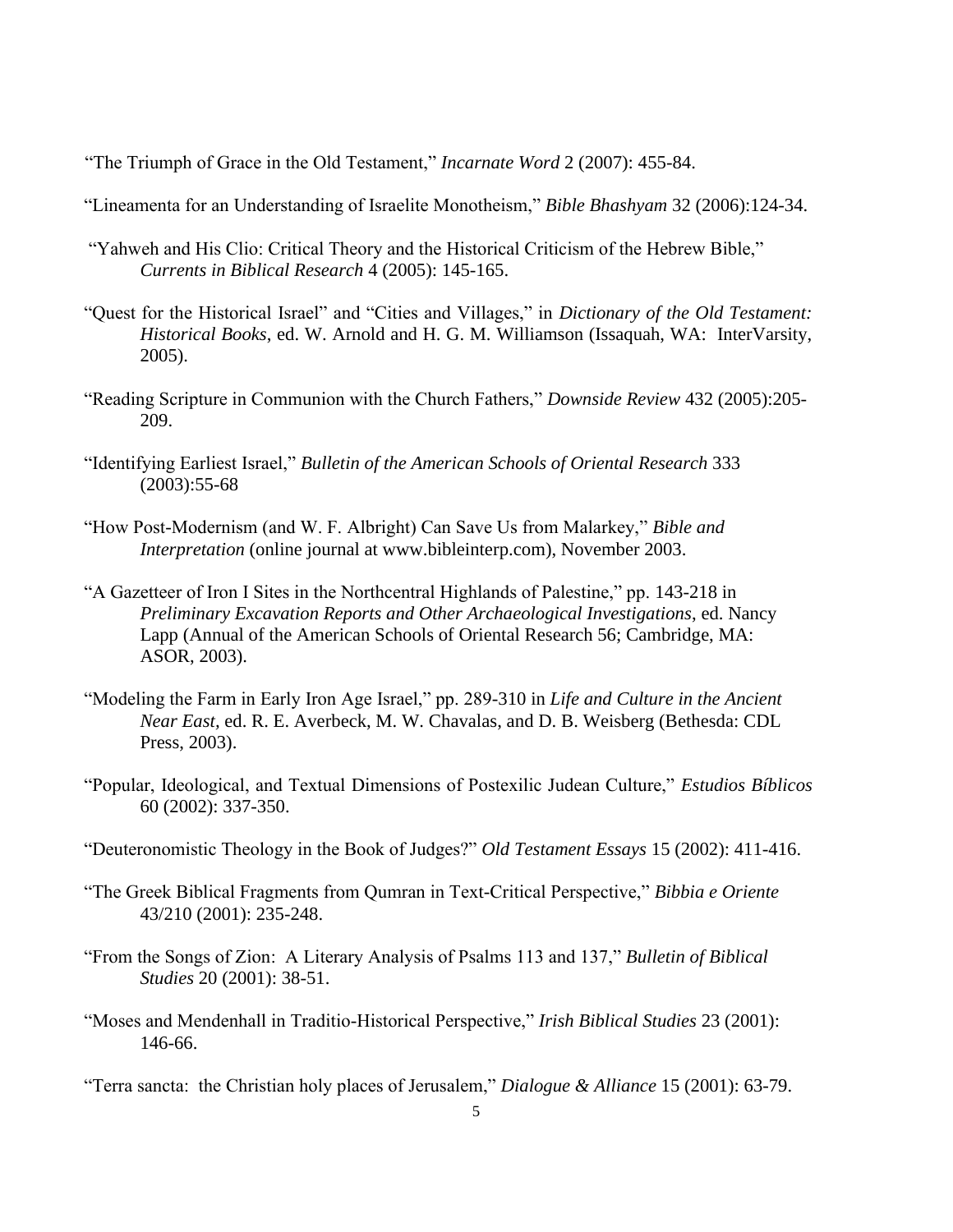"The Triumph of Grace in the Old Testament," *Incarnate Word* 2 (2007): 455-84.

"Lineamenta for an Understanding of Israelite Monotheism," *Bible Bhashyam* 32 (2006):124-34.

"Yahweh and His Clio: Critical Theory and the Historical Criticism of the Hebrew Bible," *Currents in Biblical Research* 4 (2005): 145-165.

"Quest for the Historical Israel" and "Cities and Villages," in *Dictionary of the Old Testament: Historical Books*, ed. W. Arnold and H. G. M. Williamson (Issaquah, WA: InterVarsity, 2005).

"Reading Scripture in Communion with the Church Fathers," *Downside Review* 432 (2005):205-209.

"Identifying Earliest Israel," *Bulletin of the American Schools of Oriental Research* 333 (2003):55-68

"How Post-Modernism (and W. F. Albright) Can Save Us from Malarkey," *Bible and Interpretation* (online journal at www.bibleinterp.com), November 2003.

"A Gazetteer of Iron I Sites in the Northcentral Highlands of Palestine," pp. 143-218 in *Preliminary Excavation Reports and Other Archaeological Investigations*, ed. Nancy Lapp (Annual of the American Schools of Oriental Research 56; Cambridge, MA: ASOR, 2003).

"Modeling the Farm in Early Iron Age Israel," pp. 289-310 in *Life and Culture in the Ancient Near East*, ed. R. E. Averbeck, M. W. Chavalas, and D. B. Weisberg (Bethesda: CDL Press, 2003).

"Popular, Ideological, and Textual Dimensions of Postexilic Judean Culture," *Estudios Bíblicos* 60 (2002): 337-350.

"Deuteronomistic Theology in the Book of Judges?" *Old Testament Essays* 15 (2002): 411-416.

"The Greek Biblical Fragments from Qumran in Text-Critical Perspective," *Bibbia e Oriente* 43/210 (2001): 235-248.

"From the Songs of Zion: A Literary Analysis of Psalms 113 and 137," *Bulletin of Biblical Studies* 20 (2001): 38-51.

"Moses and Mendenhall in Traditio-Historical Perspective," *Irish Biblical Studies* 23 (2001): 146-66.

"Terra sancta: the Christian holy places of Jerusalem," *Dialogue & Alliance* 15 (2001): 63-79.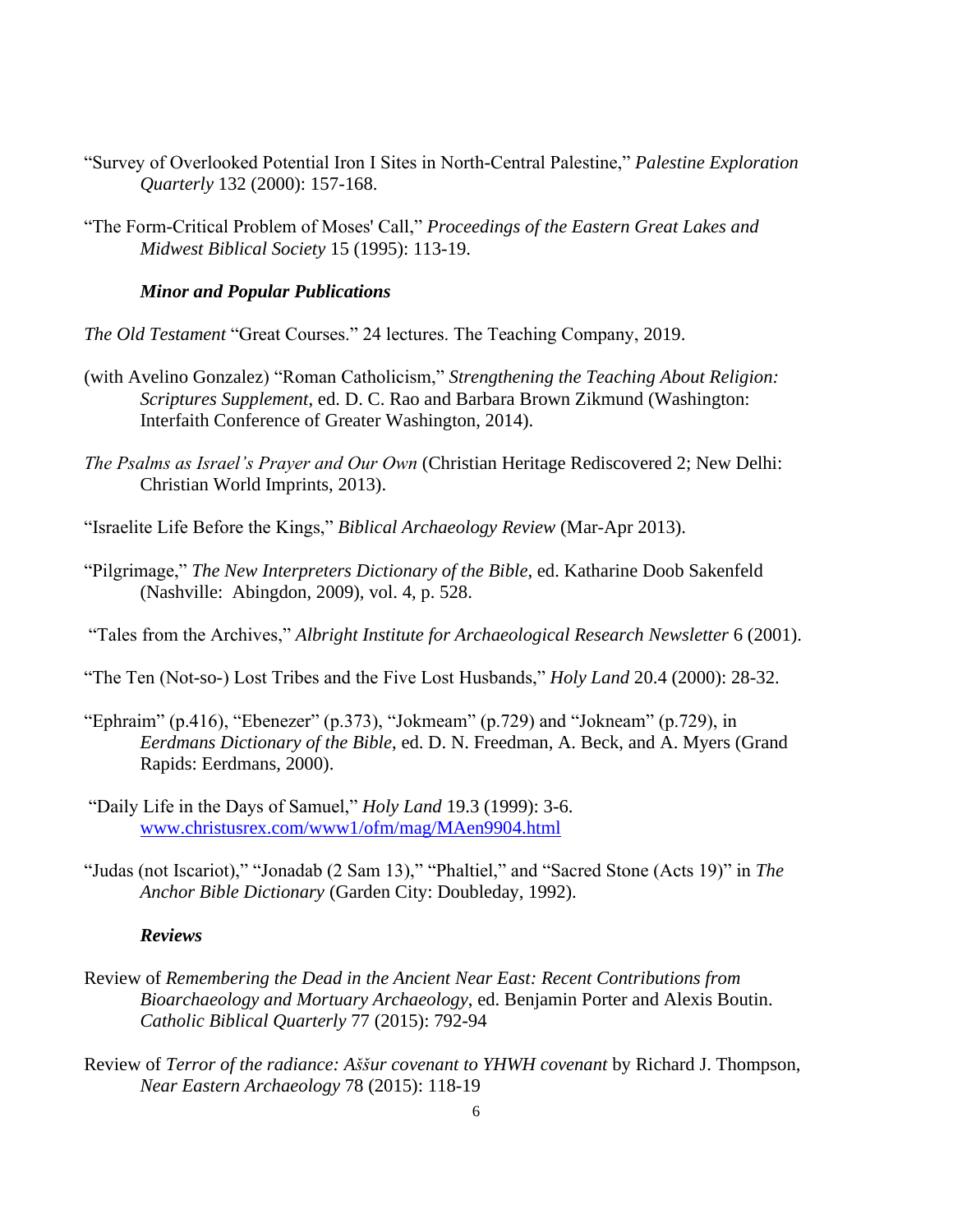"Survey of Overlooked Potential Iron I Sites in North-Central Palestine," *Palestine Exploration Quarterly* 132 (2000): 157-168.

"The Form-Critical Problem of Moses' Call," *Proceedings of the Eastern Great Lakes and Midwest Biblical Society* 15 (1995): 113-19.

### *Minor and Popular Publications*

*The Old Testament* "Great Courses." 24 lectures. The Teaching Company, 2019.

(with Avelino Gonzalez) "Roman Catholicism," *Strengthening the Teaching About Religion: Scriptures Supplement*, ed. D. C. Rao and Barbara Brown Zikmund (Washington: Interfaith Conference of Greater Washington, 2014).

*The Psalms as Israel's Prayer and Our Own* (Christian Heritage Rediscovered 2; New Delhi: Christian World Imprints, 2013).

"Israelite Life Before the Kings," *Biblical Archaeology Review* (Mar-Apr 2013).

"Pilgrimage," *The New Interpreters Dictionary of the Bible*, ed. Katharine Doob Sakenfeld (Nashville: Abingdon, 2009), vol. 4, p. 528.

"Tales from the Archives," *Albright Institute for Archaeological Research Newsletter* 6 (2001).

"The Ten (Not-so-) Lost Tribes and the Five Lost Husbands," *Holy Land* 20.4 (2000): 28-32.

"Ephraim" (p.416), "Ebenezer" (p.373), "Jokmeam" (p.729) and "Jokneam" (p.729), in *Eerdmans Dictionary of the Bible*, ed. D. N. Freedman, A. Beck, and A. Myers (Grand Rapids: Eerdmans, 2000).

"Daily Life in the Days of Samuel," *Holy Land* 19.3 (1999): 3-6. www.christusrex.com/www1/ofm/mag/MAen9904.html

"Judas (not Iscariot)," "Jonadab (2 Sam 13)," "Phaltiel," and "Sacred Stone (Acts 19)" in *The Anchor Bible Dictionary* (Garden City: Doubleday, 1992).

### *Reviews*

Review of *Remembering the Dead in the Ancient Near East: Recent Contributions from Bioarchaeology and Mortuary Archaeology*, ed. Benjamin Porter and Alexis Boutin. *Catholic Biblical Quarterly* 77 (2015): 792-94

Review of *Terror of the radiance: Aššur covenant to YHWH covenant* by Richard J. Thompson, *Near Eastern Archaeology* 78 (2015): 118-19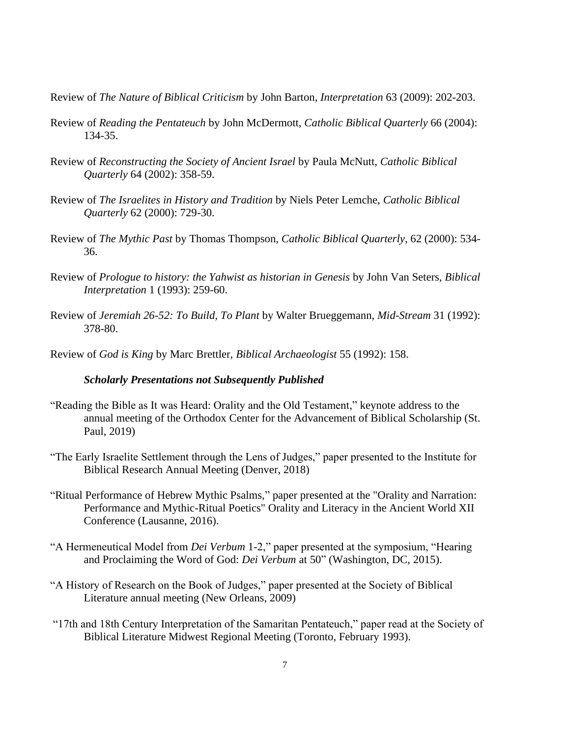Review of *The Nature of Biblical Criticism* by John Barton, *Interpretation* 63 (2009): 202-203.

Review of *Reading the Pentateuch* by John McDermott, *Catholic Biblical Quarterly* 66 (2004): 134-35.

Review of *Reconstructing the Society of Ancient Israel* by Paula McNutt, *Catholic Biblical Quarterly* 64 (2002): 358-59.

Review of *The Israelites in History and Tradition* by Niels Peter Lemche, *Catholic Biblical Quarterly* 62 (2000): 729-30.

Review of *The Mythic Past* by Thomas Thompson, *Catholic Biblical Quarterly*, 62 (2000): 534-36.

Review of *Prologue to history: the Yahwist as historian in Genesis* by John Van Seters, *Biblical Interpretation* 1 (1993): 259-60.

Review of *Jeremiah 26-52: To Build, To Plant* by Walter Brueggemann, *Mid-Stream* 31 (1992): 378-80.

Review of *God is King* by Marc Brettler, *Biblical Archaeologist* 55 (1992): 158.

***Scholarly Presentations not Subsequently Published***

"Reading the Bible as It was Heard: Orality and the Old Testament," keynote address to the annual meeting of the Orthodox Center for the Advancement of Biblical Scholarship (St. Paul, 2019)

"The Early Israelite Settlement through the Lens of Judges," paper presented to the Institute for Biblical Research Annual Meeting (Denver, 2018)

"Ritual Performance of Hebrew Mythic Psalms," paper presented at the "Orality and Narration: Performance and Mythic-Ritual Poetics" Orality and Literacy in the Ancient World XII Conference (Lausanne, 2016).

"A Hermeneutical Model from *Dei Verbum* 1-2," paper presented at the symposium, "Hearing and Proclaiming the Word of God: *Dei Verbum* at 50" (Washington, DC, 2015).

"A History of Research on the Book of Judges," paper presented at the Society of Biblical Literature annual meeting (New Orleans, 2009)

"17th and 18th Century Interpretation of the Samaritan Pentateuch," paper read at the Society of Biblical Literature Midwest Regional Meeting (Toronto, February 1993).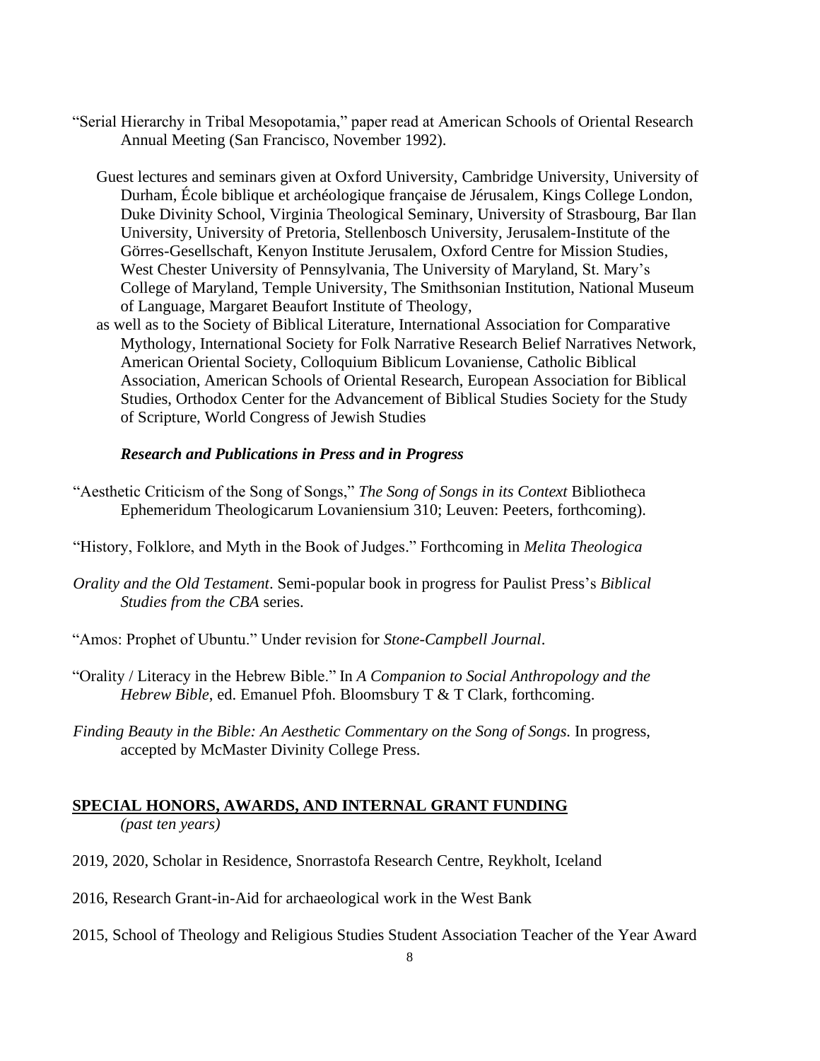"Serial Hierarchy in Tribal Mesopotamia," paper read at American Schools of Oriental Research Annual Meeting (San Francisco, November 1992).

Guest lectures and seminars given at Oxford University, Cambridge University, University of Durham, École biblique et archéologique française de Jérusalem, Kings College London, Duke Divinity School, Virginia Theological Seminary, University of Strasbourg, Bar Ilan University, University of Pretoria, Stellenbosch University, Jerusalem-Institute of the Görres-Gesellschaft, Kenyon Institute Jerusalem, Oxford Centre for Mission Studies, West Chester University of Pennsylvania, The University of Maryland, St. Mary's College of Maryland, Temple University, The Smithsonian Institution, National Museum of Language, Margaret Beaufort Institute of Theology,

as well as to the Society of Biblical Literature, International Association for Comparative Mythology, International Society for Folk Narrative Research Belief Narratives Network, American Oriental Society, Colloquium Biblicum Lovaniense, Catholic Biblical Association, American Schools of Oriental Research, European Association for Biblical Studies, Orthodox Center for the Advancement of Biblical Studies Society for the Study of Scripture, World Congress of Jewish Studies

### *Research and Publications in Press and in Progress*

"Aesthetic Criticism of the Song of Songs," *The Song of Songs in its Context* Bibliotheca Ephemeridum Theologicarum Lovaniensium 310; Leuven: Peeters, forthcoming).

"History, Folklore, and Myth in the Book of Judges." Forthcoming in *Melita Theologica*

*Orality and the Old Testament*. Semi-popular book in progress for Paulist Press's *Biblical Studies from the CBA* series.

"Amos: Prophet of Ubuntu." Under revision for *Stone-Campbell Journal*.

"Orality / Literacy in the Hebrew Bible." In *A Companion to Social Anthropology and the Hebrew Bible*, ed. Emanuel Pfoh. Bloomsbury T & T Clark, forthcoming.

*Finding Beauty in the Bible: An Aesthetic Commentary on the Song of Songs.* In progress, accepted by McMaster Divinity College Press.

## SPECIAL HONORS, AWARDS, AND INTERNAL GRANT FUNDING

*(past ten years)*

2019, 2020, Scholar in Residence, Snorrastofa Research Centre, Reykholt, Iceland

2016, Research Grant-in-Aid for archaeological work in the West Bank

2015, School of Theology and Religious Studies Student Association Teacher of the Year Award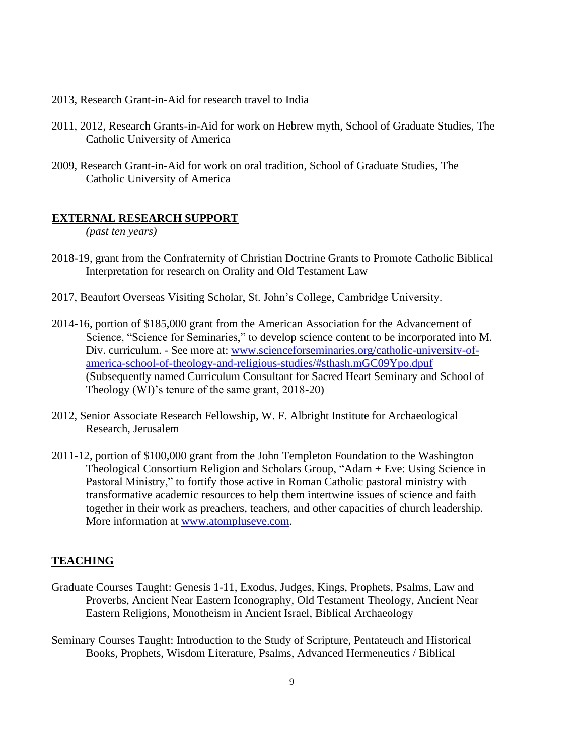2013, Research Grant-in-Aid for research travel to India

2011, 2012, Research Grants-in-Aid for work on Hebrew myth, School of Graduate Studies, The Catholic University of America

2009, Research Grant-in-Aid for work on oral tradition, School of Graduate Studies, The Catholic University of America

## EXTERNAL RESEARCH SUPPORT

*(past ten years)*

2018-19, grant from the Confraternity of Christian Doctrine Grants to Promote Catholic Biblical Interpretation for research on Orality and Old Testament Law

2017, Beaufort Overseas Visiting Scholar, St. John's College, Cambridge University.

2014-16, portion of $185,000 grant from the American Association for the Advancement of Science, "Science for Seminaries," to develop science content to be incorporated into M. Div. curriculum. - See more at: [www.scienceforseminaries.org/catholic-university-of-america-school-of-theology-and-religious-studies/#sthash.mGC09Ypo.dpuf](www.scienceforseminaries.org/catholic-university-of-america-school-of-theology-and-religious-studies/#sthash.mGC09Ypo.dpuf) (Subsequently named Curriculum Consultant for Sacred Heart Seminary and School of Theology (WI)'s tenure of the same grant, 2018-20)

2012, Senior Associate Research Fellowship, W. F. Albright Institute for Archaeological Research, Jerusalem

2011-12, portion of $100,000 grant from the John Templeton Foundation to the Washington Theological Consortium Religion and Scholars Group, "Adam + Eve: Using Science in Pastoral Ministry," to fortify those active in Roman Catholic pastoral ministry with transformative academic resources to help them intertwine issues of science and faith together in their work as preachers, teachers, and other capacities of church leadership. More information at [www.atompluseve.com](www.atompluseve.com).

## TEACHING

Graduate Courses Taught: Genesis 1-11, Exodus, Judges, Kings, Prophets, Psalms, Law and Proverbs, Ancient Near Eastern Iconography, Old Testament Theology, Ancient Near Eastern Religions, Monotheism in Ancient Israel, Biblical Archaeology

Seminary Courses Taught: Introduction to the Study of Scripture, Pentateuch and Historical Books, Prophets, Wisdom Literature, Psalms, Advanced Hermeneutics / Biblical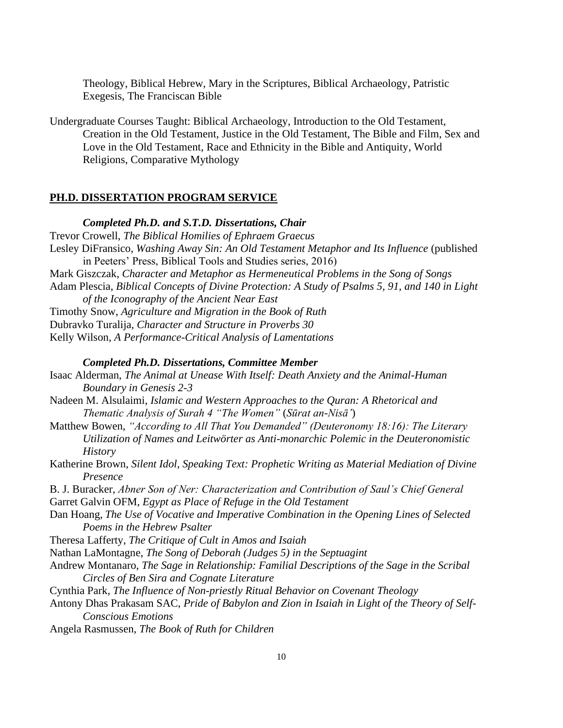Theology, Biblical Hebrew, Mary in the Scriptures, Biblical Archaeology, Patristic Exegesis, The Franciscan Bible

Undergraduate Courses Taught: Biblical Archaeology, Introduction to the Old Testament, Creation in the Old Testament, Justice in the Old Testament, The Bible and Film, Sex and Love in the Old Testament, Race and Ethnicity in the Bible and Antiquity, World Religions, Comparative Mythology

## PH.D. DISSERTATION PROGRAM SERVICE

### *Completed Ph.D. and S.T.D. Dissertations, Chair*

Trevor Crowell, *The Biblical Homilies of Ephraem Graecus*
Lesley DiFransico, *Washing Away Sin: An Old Testament Metaphor and Its Influence* (published in Peeters' Press, Biblical Tools and Studies series, 2016)
Mark Giszczak, *Character and Metaphor as Hermeneutical Problems in the Song of Songs*
Adam Plescia, *Biblical Concepts of Divine Protection: A Study of Psalms 5, 91, and 140 in Light of the Iconography of the Ancient Near East*
Timothy Snow, *Agriculture and Migration in the Book of Ruth*
Dubravko Turalija, *Character and Structure in Proverbs 30*
Kelly Wilson, *A Performance-Critical Analysis of Lamentations*

### *Completed Ph.D. Dissertations, Committee Member*

Isaac Alderman, *The Animal at Unease With Itself: Death Anxiety and the Animal-Human Boundary in Genesis 2-3*
Nadeen M. Alsulaimi, *Islamic and Western Approaches to the Quran: A Rhetorical and Thematic Analysis of Surah 4 "The Women"* (*Sūrat an-Nisā'*)
Matthew Bowen, *"According to All That You Demanded" (Deuteronomy 18:16): The Literary Utilization of Names and Leitwörter as Anti-monarchic Polemic in the Deuteronomistic History*
Katherine Brown, *Silent Idol, Speaking Text: Prophetic Writing as Material Mediation of Divine Presence*
B. J. Buracker, *Abner Son of Ner: Characterization and Contribution of Saul's Chief General*
Garret Galvin OFM, *Egypt as Place of Refuge in the Old Testament*
Dan Hoang, *The Use of Vocative and Imperative Combination in the Opening Lines of Selected Poems in the Hebrew Psalter*
Theresa Lafferty, *The Critique of Cult in Amos and Isaiah*
Nathan LaMontagne, *The Song of Deborah (Judges 5) in the Septuagint*
Andrew Montanaro, *The Sage in Relationship: Familial Descriptions of the Sage in the Scribal Circles of Ben Sira and Cognate Literature*
Cynthia Park, *The Influence of Non-priestly Ritual Behavior on Covenant Theology*
Antony Dhas Prakasam SAC, *Pride of Babylon and Zion in Isaiah in Light of the Theory of Self-Conscious Emotions*
Angela Rasmussen, *The Book of Ruth for Children*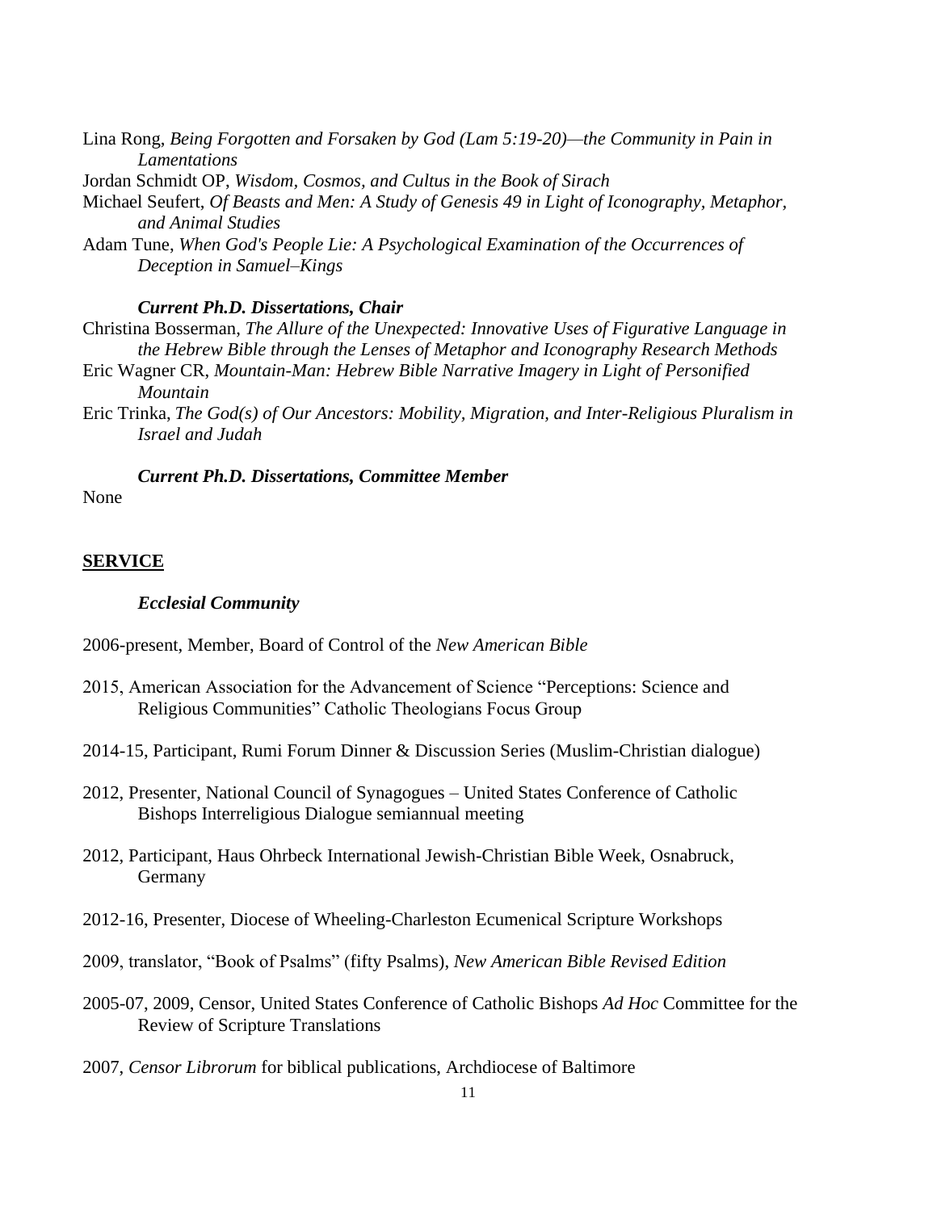Lina Rong, *Being Forgotten and Forsaken by God (Lam 5:19-20)—the Community in Pain in Lamentations*

Jordan Schmidt OP, *Wisdom, Cosmos, and Cultus in the Book of Sirach*

Michael Seufert, *Of Beasts and Men: A Study of Genesis 49 in Light of Iconography, Metaphor, and Animal Studies*

Adam Tune, *When God's People Lie: A Psychological Examination of the Occurrences of Deception in Samuel–Kings*

***Current Ph.D. Dissertations, Chair***

Christina Bosserman, *The Allure of the Unexpected: Innovative Uses of Figurative Language in the Hebrew Bible through the Lenses of Metaphor and Iconography Research Methods*

Eric Wagner CR, *Mountain-Man: Hebrew Bible Narrative Imagery in Light of Personified Mountain*

Eric Trinka, *The God(s) of Our Ancestors: Mobility, Migration, and Inter-Religious Pluralism in Israel and Judah*

***Current Ph.D. Dissertations, Committee Member***

None

## SERVICE

***Ecclesial Community***

2006-present, Member, Board of Control of the *New American Bible*

2015, American Association for the Advancement of Science "Perceptions: Science and Religious Communities" Catholic Theologians Focus Group

2014-15, Participant, Rumi Forum Dinner & Discussion Series (Muslim-Christian dialogue)

2012, Presenter, National Council of Synagogues – United States Conference of Catholic Bishops Interreligious Dialogue semiannual meeting

2012, Participant, Haus Ohrbeck International Jewish-Christian Bible Week, Osnabruck, Germany

2012-16, Presenter, Diocese of Wheeling-Charleston Ecumenical Scripture Workshops

2009, translator, "Book of Psalms" (fifty Psalms), *New American Bible Revised Edition*

2005-07, 2009, Censor, United States Conference of Catholic Bishops *Ad Hoc* Committee for the Review of Scripture Translations

2007, *Censor Librorum* for biblical publications, Archdiocese of Baltimore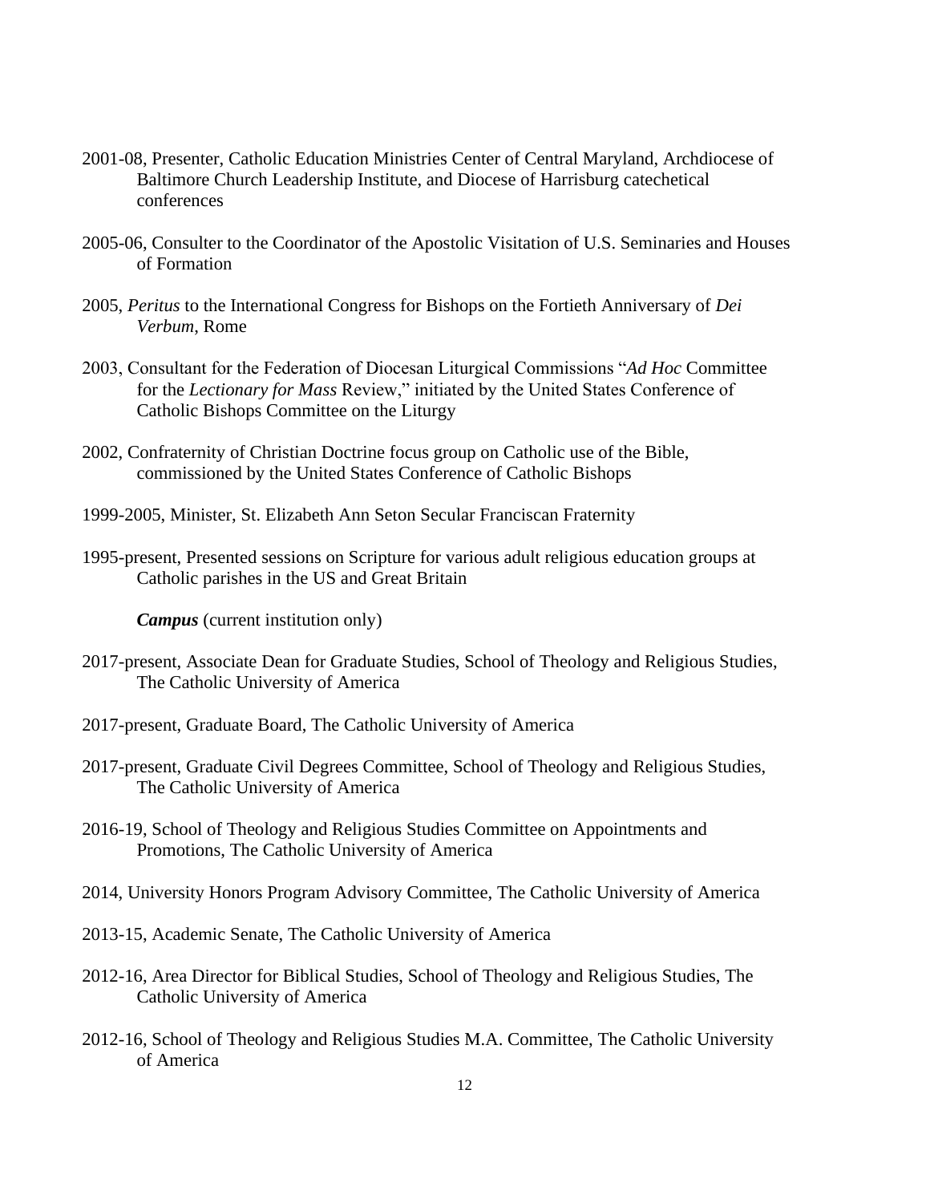2001-08, Presenter, Catholic Education Ministries Center of Central Maryland, Archdiocese of Baltimore Church Leadership Institute, and Diocese of Harrisburg catechetical conferences

2005-06, Consulter to the Coordinator of the Apostolic Visitation of U.S. Seminaries and Houses of Formation

2005, *Peritus* to the International Congress for Bishops on the Fortieth Anniversary of *Dei Verbum*, Rome

2003, Consultant for the Federation of Diocesan Liturgical Commissions "*Ad Hoc* Committee for the *Lectionary for Mass* Review," initiated by the United States Conference of Catholic Bishops Committee on the Liturgy

2002, Confraternity of Christian Doctrine focus group on Catholic use of the Bible, commissioned by the United States Conference of Catholic Bishops

1999-2005, Minister, St. Elizabeth Ann Seton Secular Franciscan Fraternity

1995-present, Presented sessions on Scripture for various adult religious education groups at Catholic parishes in the US and Great Britain

***Campus*** (current institution only)

2017-present, Associate Dean for Graduate Studies, School of Theology and Religious Studies, The Catholic University of America

2017-present, Graduate Board, The Catholic University of America

2017-present, Graduate Civil Degrees Committee, School of Theology and Religious Studies, The Catholic University of America

2016-19, School of Theology and Religious Studies Committee on Appointments and Promotions, The Catholic University of America

2014, University Honors Program Advisory Committee, The Catholic University of America

2013-15, Academic Senate, The Catholic University of America

2012-16, Area Director for Biblical Studies, School of Theology and Religious Studies, The Catholic University of America

2012-16, School of Theology and Religious Studies M.A. Committee, The Catholic University of America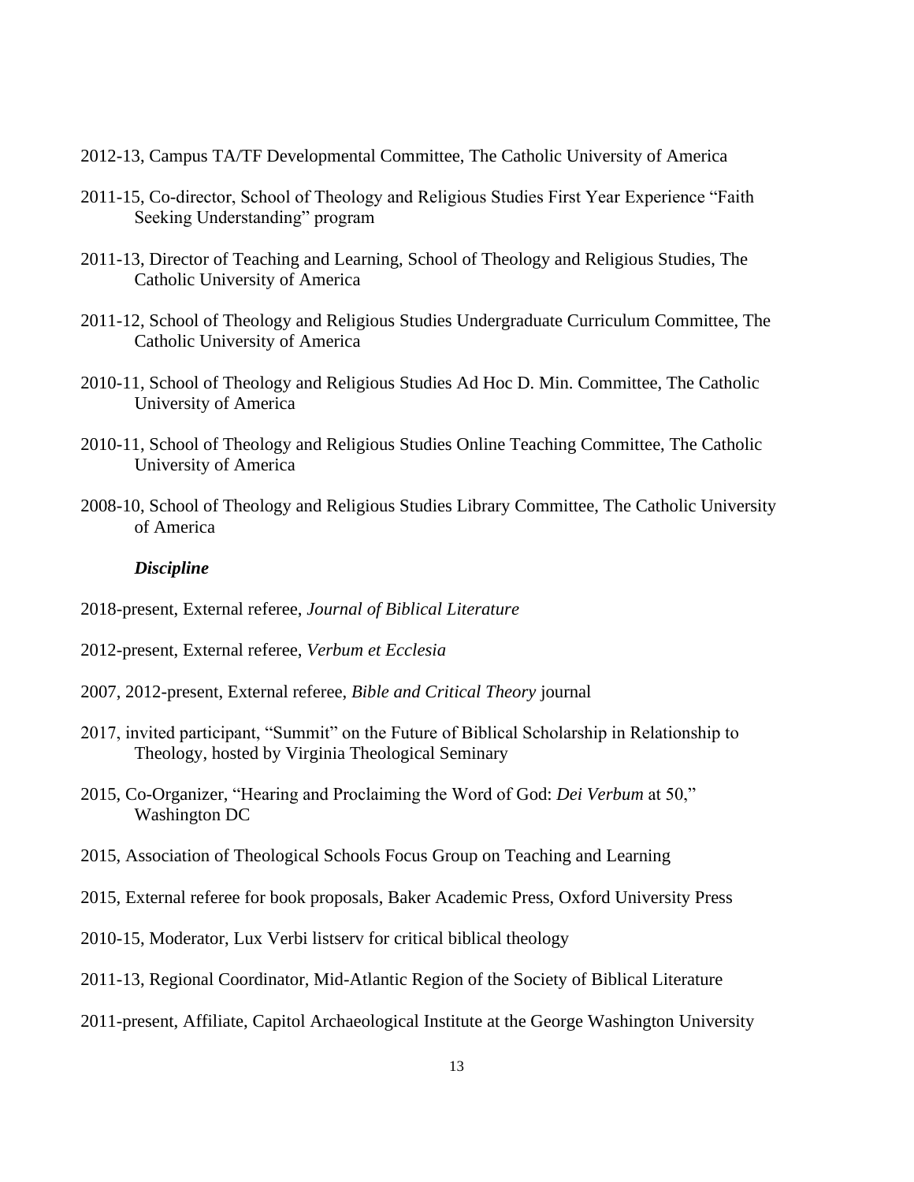2012-13, Campus TA/TF Developmental Committee, The Catholic University of America

2011-15, Co-director, School of Theology and Religious Studies First Year Experience "Faith Seeking Understanding" program

2011-13, Director of Teaching and Learning, School of Theology and Religious Studies, The Catholic University of America

2011-12, School of Theology and Religious Studies Undergraduate Curriculum Committee, The Catholic University of America

2010-11, School of Theology and Religious Studies Ad Hoc D. Min. Committee, The Catholic University of America

2010-11, School of Theology and Religious Studies Online Teaching Committee, The Catholic University of America

2008-10, School of Theology and Religious Studies Library Committee, The Catholic University of America

***Discipline***

2018-present, External referee, *Journal of Biblical Literature*

2012-present, External referee, *Verbum et Ecclesia*

2007, 2012-present, External referee, *Bible and Critical Theory* journal

2017, invited participant, "Summit" on the Future of Biblical Scholarship in Relationship to Theology, hosted by Virginia Theological Seminary

2015, Co-Organizer, "Hearing and Proclaiming the Word of God: *Dei Verbum* at 50," Washington DC

2015, Association of Theological Schools Focus Group on Teaching and Learning

2015, External referee for book proposals, Baker Academic Press, Oxford University Press

2010-15, Moderator, Lux Verbi listserv for critical biblical theology

2011-13, Regional Coordinator, Mid-Atlantic Region of the Society of Biblical Literature

2011-present, Affiliate, Capitol Archaeological Institute at the George Washington University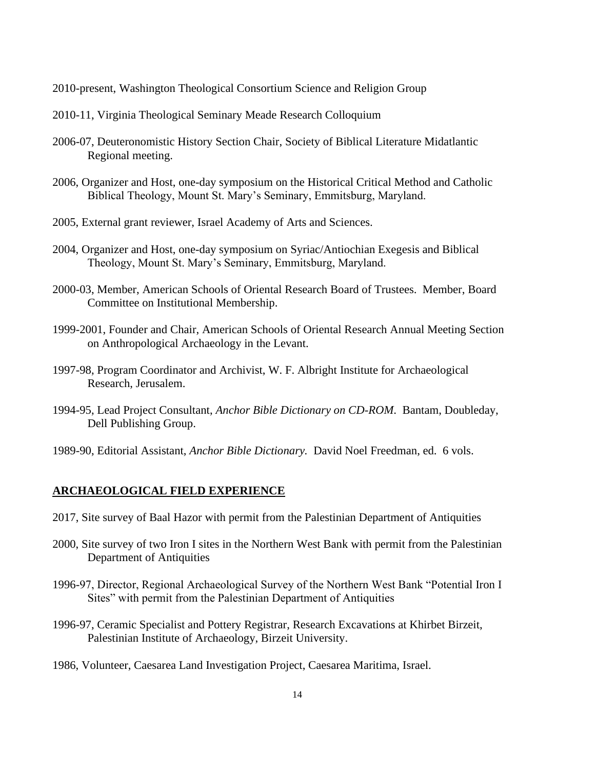2010-present, Washington Theological Consortium Science and Religion Group

2010-11, Virginia Theological Seminary Meade Research Colloquium

2006-07, Deuteronomistic History Section Chair, Society of Biblical Literature Midatlantic Regional meeting.

2006, Organizer and Host, one-day symposium on the Historical Critical Method and Catholic Biblical Theology, Mount St. Mary's Seminary, Emmitsburg, Maryland.

2005, External grant reviewer, Israel Academy of Arts and Sciences.

2004, Organizer and Host, one-day symposium on Syriac/Antiochian Exegesis and Biblical Theology, Mount St. Mary's Seminary, Emmitsburg, Maryland.

2000-03, Member, American Schools of Oriental Research Board of Trustees. Member, Board Committee on Institutional Membership.

1999-2001, Founder and Chair, American Schools of Oriental Research Annual Meeting Section on Anthropological Archaeology in the Levant.

1997-98, Program Coordinator and Archivist, W. F. Albright Institute for Archaeological Research, Jerusalem.

1994-95, Lead Project Consultant, *Anchor Bible Dictionary on CD-ROM.* Bantam, Doubleday, Dell Publishing Group.

1989-90, Editorial Assistant, *Anchor Bible Dictionary.* David Noel Freedman, ed. 6 vols.

## ARCHAEOLOGICAL FIELD EXPERIENCE

2017, Site survey of Baal Hazor with permit from the Palestinian Department of Antiquities

2000, Site survey of two Iron I sites in the Northern West Bank with permit from the Palestinian Department of Antiquities

1996-97, Director, Regional Archaeological Survey of the Northern West Bank "Potential Iron I Sites" with permit from the Palestinian Department of Antiquities

1996-97, Ceramic Specialist and Pottery Registrar, Research Excavations at Khirbet Birzeit, Palestinian Institute of Archaeology, Birzeit University.

1986, Volunteer, Caesarea Land Investigation Project, Caesarea Maritima, Israel.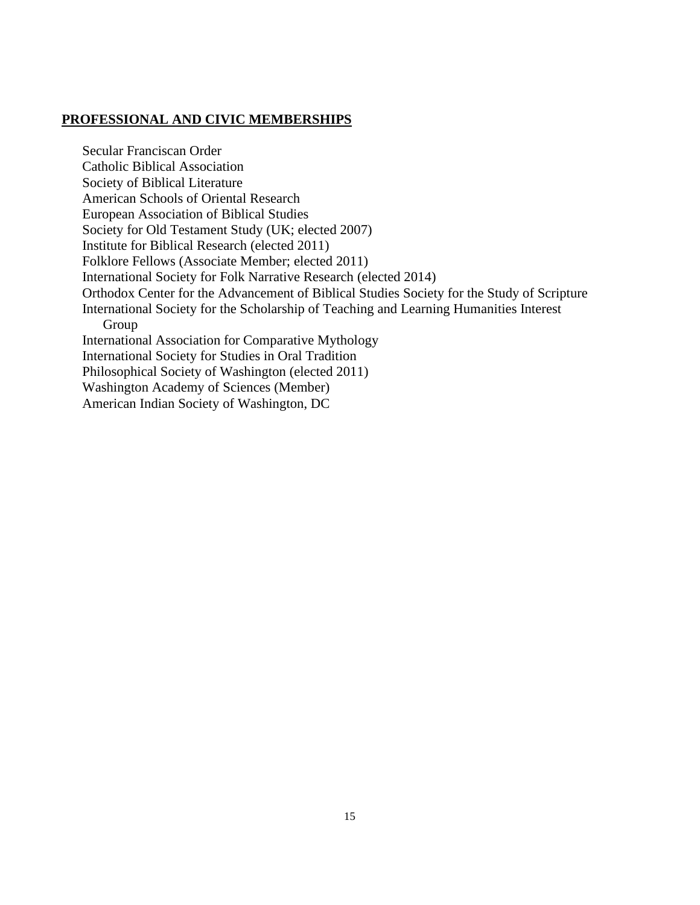## PROFESSIONAL AND CIVIC MEMBERSHIPS

Secular Franciscan Order
Catholic Biblical Association
Society of Biblical Literature
American Schools of Oriental Research
European Association of Biblical Studies
Society for Old Testament Study (UK; elected 2007)
Institute for Biblical Research (elected 2011)
Folklore Fellows (Associate Member; elected 2011)
International Society for Folk Narrative Research (elected 2014)
Orthodox Center for the Advancement of Biblical Studies Society for the Study of Scripture
International Society for the Scholarship of Teaching and Learning Humanities Interest Group
International Association for Comparative Mythology
International Society for Studies in Oral Tradition
Philosophical Society of Washington (elected 2011)
Washington Academy of Sciences (Member)
American Indian Society of Washington, DC